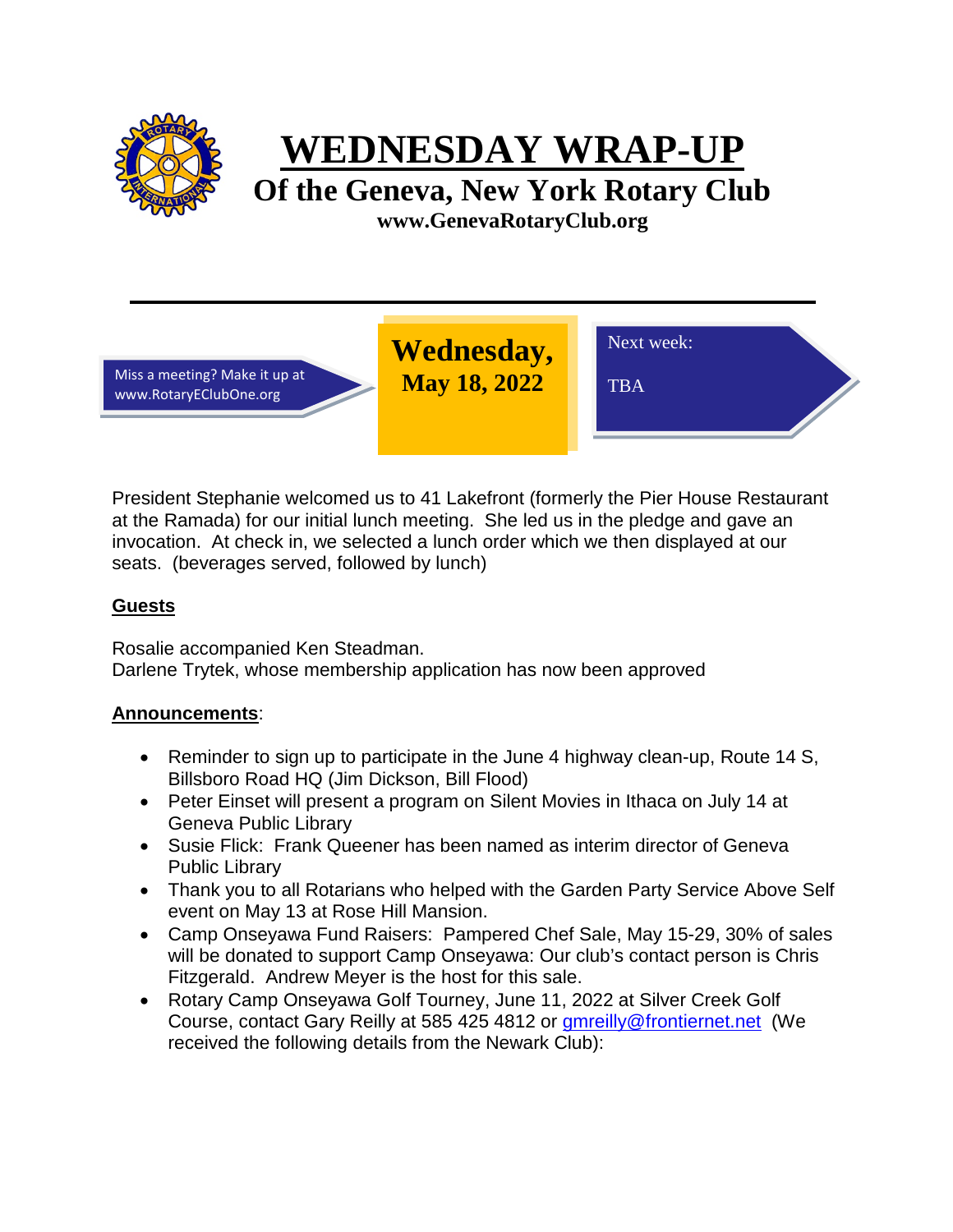# WEDNESDAY WRAP-UP

## Of the Geneva, New York Rotary Club

**www.GenevaRotaryClub.org**

Miss a meeting? Make it up at www.RotaryEClubOne.org

**Wednesday, May 18, 2022**

Next week:

TBA

President Stephanie welcomed us to 41 Lakefront (formerly the Pier House Restaurant at the Ramada) for our initial lunch meeting. She led us in the pledge and gave an invocation. At check in, we selected a lunch order which we then displayed at our seats. (beverages served, followed by lunch)

**Guests**

Rosalie accompanied Ken Steadman.
Darlene Trytek, whose membership application has now been approved

**Announcements**:

- Reminder to sign up to participate in the June 4 highway clean-up, Route 14 S, Billsboro Road HQ (Jim Dickson, Bill Flood)
- Peter Einset will present a program on Silent Movies in Ithaca on July 14 at Geneva Public Library
- Susie Flick: Frank Queener has been named as interim director of Geneva Public Library
- Thank you to all Rotarians who helped with the Garden Party Service Above Self event on May 13 at Rose Hill Mansion.
- Camp Onseyawa Fund Raisers: Pampered Chef Sale, May 15-29, 30% of sales will be donated to support Camp Onseyawa: Our club's contact person is Chris Fitzgerald. Andrew Meyer is the host for this sale.
- Rotary Camp Onseyawa Golf Tourney, June 11, 2022 at Silver Creek Golf Course, contact Gary Reilly at 585 425 4812 or gmreilly@frontiernet.net (We received the following details from the Newark Club):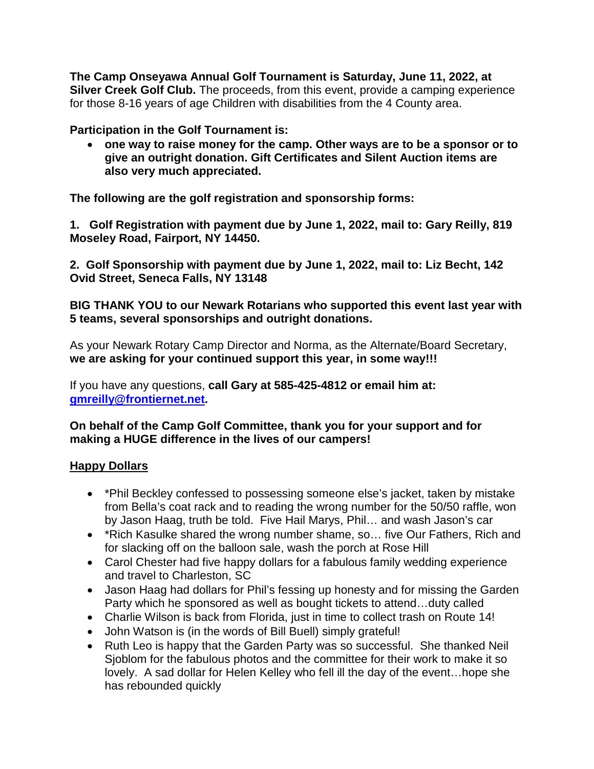**The Camp Onseyawa Annual Golf Tournament is Saturday, June 11, 2022, at Silver Creek Golf Club.** The proceeds, from this event, provide a camping experience for those 8-16 years of age Children with disabilities from the 4 County area.

**Participation in the Golf Tournament is:**

- **one way to raise money for the camp. Other ways are to be a sponsor or to give an outright donation. Gift Certificates and Silent Auction items are also very much appreciated.**

**The following are the golf registration and sponsorship forms:**

**1. Golf Registration with payment due by June 1, 2022, mail to: Gary Reilly, 819 Moseley Road, Fairport, NY 14450.**

**2. Golf Sponsorship with payment due by June 1, 2022, mail to: Liz Becht, 142 Ovid Street, Seneca Falls, NY 13148**

**BIG THANK YOU to our Newark Rotarians who supported this event last year with 5 teams, several sponsorships and outright donations.**

As your Newark Rotary Camp Director and Norma, as the Alternate/Board Secretary, **we are asking for your continued support this year, in some way!!!**

If you have any questions, **call Gary at 585-425-4812 or email him at: [gmreilly@frontiernet.net](mailto:gmreilly@frontiernet.net).**

**On behalf of the Camp Golf Committee, thank you for your support and for making a HUGE difference in the lives of our campers!**

## Happy Dollars

- *Phil Beckley confessed to possessing someone else's jacket, taken by mistake from Bella's coat rack and to reading the wrong number for the 50/50 raffle, won by Jason Haag, truth be told. Five Hail Marys, Phil… and wash Jason's car
- *Rich Kasulke shared the wrong number shame, so… five Our Fathers, Rich and for slacking off on the balloon sale, wash the porch at Rose Hill
- Carol Chester had five happy dollars for a fabulous family wedding experience and travel to Charleston, SC
- Jason Haag had dollars for Phil's fessing up honesty and for missing the Garden Party which he sponsored as well as bought tickets to attend…duty called
- Charlie Wilson is back from Florida, just in time to collect trash on Route 14!
- John Watson is (in the words of Bill Buell) simply grateful!
- Ruth Leo is happy that the Garden Party was so successful. She thanked Neil Sjoblom for the fabulous photos and the committee for their work to make it so lovely. A sad dollar for Helen Kelley who fell ill the day of the event…hope she has rebounded quickly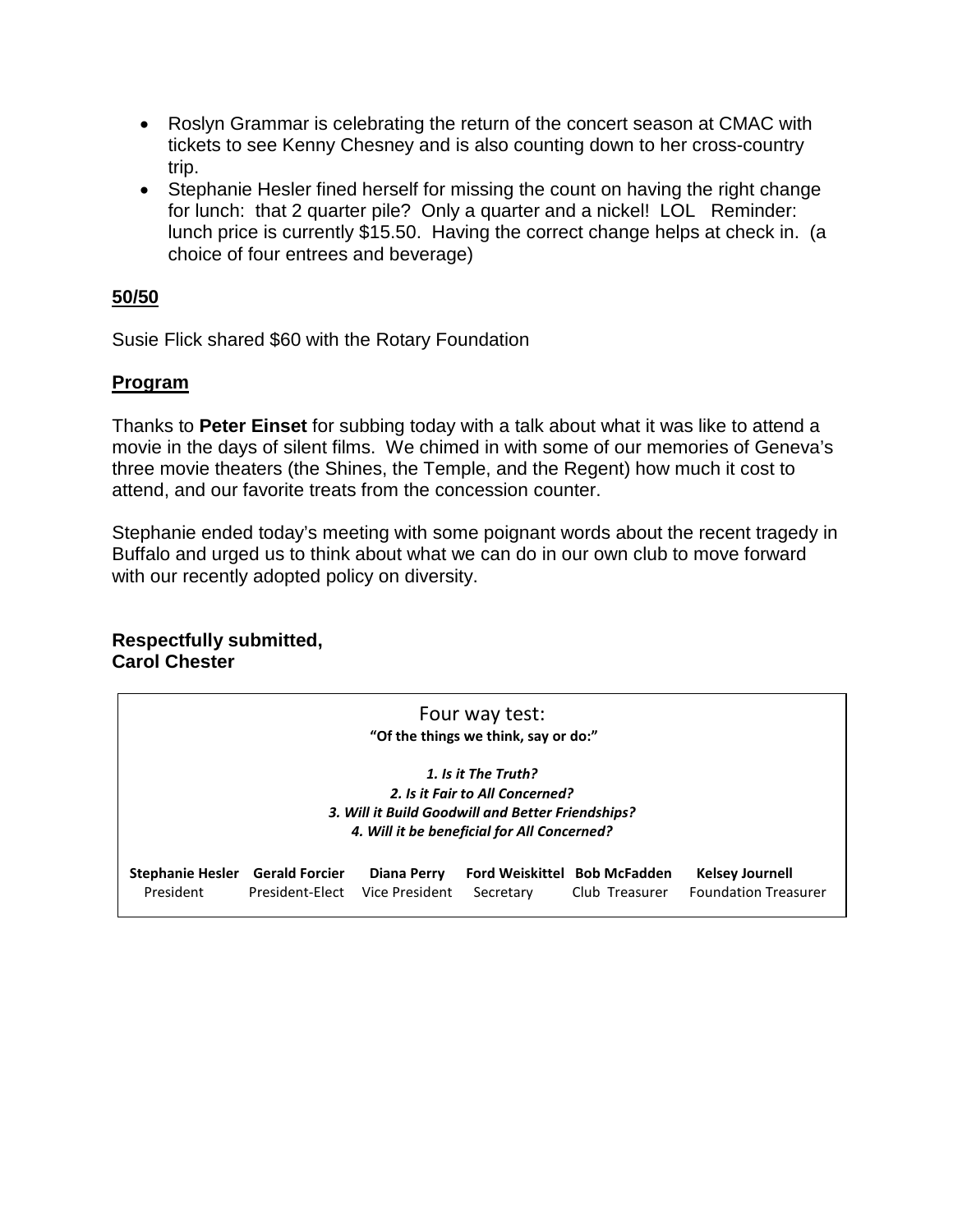- Roslyn Grammar is celebrating the return of the concert season at CMAC with tickets to see Kenny Chesney and is also counting down to her cross-country trip.
- Stephanie Hesler fined herself for missing the count on having the right change for lunch: that 2 quarter pile? Only a quarter and a nickel! LOL Reminder: lunch price is currently $15.50. Having the correct change helps at check in. (a choice of four entrees and beverage)

**50/50**

Susie Flick shared $60 with the Rotary Foundation

**Program**

Thanks to **Peter Einset** for subbing today with a talk about what it was like to attend a movie in the days of silent films. We chimed in with some of our memories of Geneva's three movie theaters (the Shines, the Temple, and the Regent) how much it cost to attend, and our favorite treats from the concession counter.

Stephanie ended today's meeting with some poignant words about the recent tragedy in Buffalo and urged us to think about what we can do in our own club to move forward with our recently adopted policy on diversity.

**Respectfully submitted,**
**Carol Chester**

Four way test:
**"Of the things we think, say or do:"**

***1. Is it The Truth?***
***2. Is it Fair to All Concerned?***
***3. Will it Build Goodwill and Better Friendships?***
***4. Will it be beneficial for All Concerned?***

| | | | | | |
|---|---|---|---|---|---|
| **Stephanie Hesler** | **Gerald Forcier** | **Diana Perry** | **Ford Weiskittel** | **Bob McFadden** | **Kelsey Journell** |
| President | President-Elect | Vice President | Secretary | Club Treasurer | Foundation Treasurer |